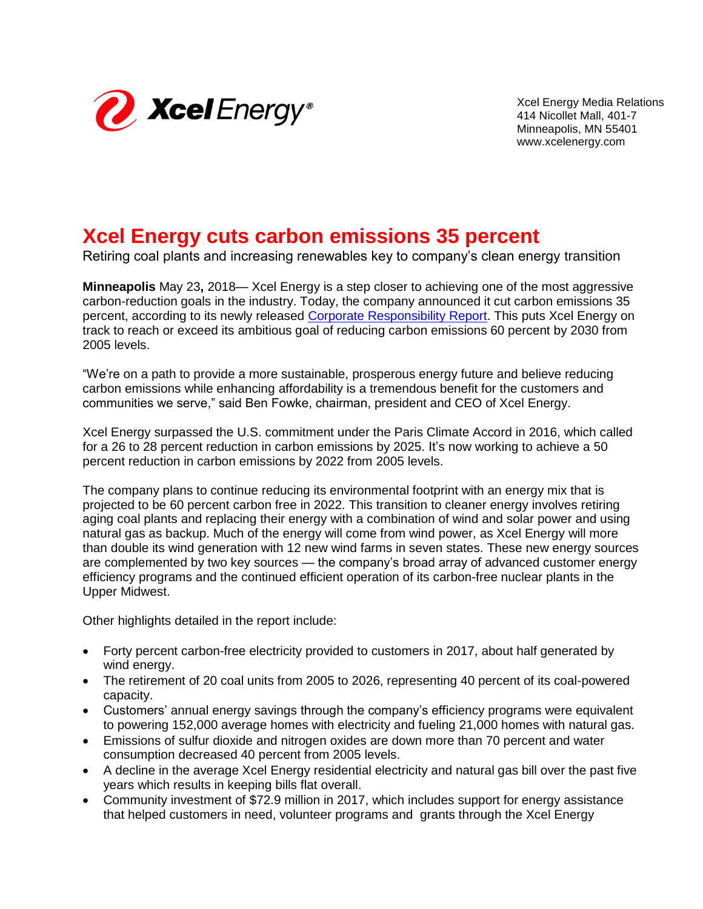Xcel Energy Media Relations
414 Nicollet Mall, 401-7
Minneapolis, MN 55401
www.xcelenergy.com

# Xcel Energy cuts carbon emissions 35 percent

Retiring coal plants and increasing renewables key to company's clean energy transition

**Minneapolis** May 23**,** 2018— Xcel Energy is a step closer to achieving one of the most aggressive carbon-reduction goals in the industry. Today, the company announced it cut carbon emissions 35 percent, according to its newly released Corporate Responsibility Report. This puts Xcel Energy on track to reach or exceed its ambitious goal of reducing carbon emissions 60 percent by 2030 from 2005 levels.

"We're on a path to provide a more sustainable, prosperous energy future and believe reducing carbon emissions while enhancing affordability is a tremendous benefit for the customers and communities we serve," said Ben Fowke, chairman, president and CEO of Xcel Energy.

Xcel Energy surpassed the U.S. commitment under the Paris Climate Accord in 2016, which called for a 26 to 28 percent reduction in carbon emissions by 2025. It's now working to achieve a 50 percent reduction in carbon emissions by 2022 from 2005 levels.

The company plans to continue reducing its environmental footprint with an energy mix that is projected to be 60 percent carbon free in 2022. This transition to cleaner energy involves retiring aging coal plants and replacing their energy with a combination of wind and solar power and using natural gas as backup. Much of the energy will come from wind power, as Xcel Energy will more than double its wind generation with 12 new wind farms in seven states. These new energy sources are complemented by two key sources — the company's broad array of advanced customer energy efficiency programs and the continued efficient operation of its carbon-free nuclear plants in the Upper Midwest.

Other highlights detailed in the report include:

- Forty percent carbon-free electricity provided to customers in 2017, about half generated by wind energy.
- The retirement of 20 coal units from 2005 to 2026, representing 40 percent of its coal-powered capacity.
- Customers' annual energy savings through the company's efficiency programs were equivalent to powering 152,000 average homes with electricity and fueling 21,000 homes with natural gas.
- Emissions of sulfur dioxide and nitrogen oxides are down more than 70 percent and water consumption decreased 40 percent from 2005 levels.
- A decline in the average Xcel Energy residential electricity and natural gas bill over the past five years which results in keeping bills flat overall.
- Community investment of $72.9 million in 2017, which includes support for energy assistance that helped customers in need, volunteer programs and grants through the Xcel Energy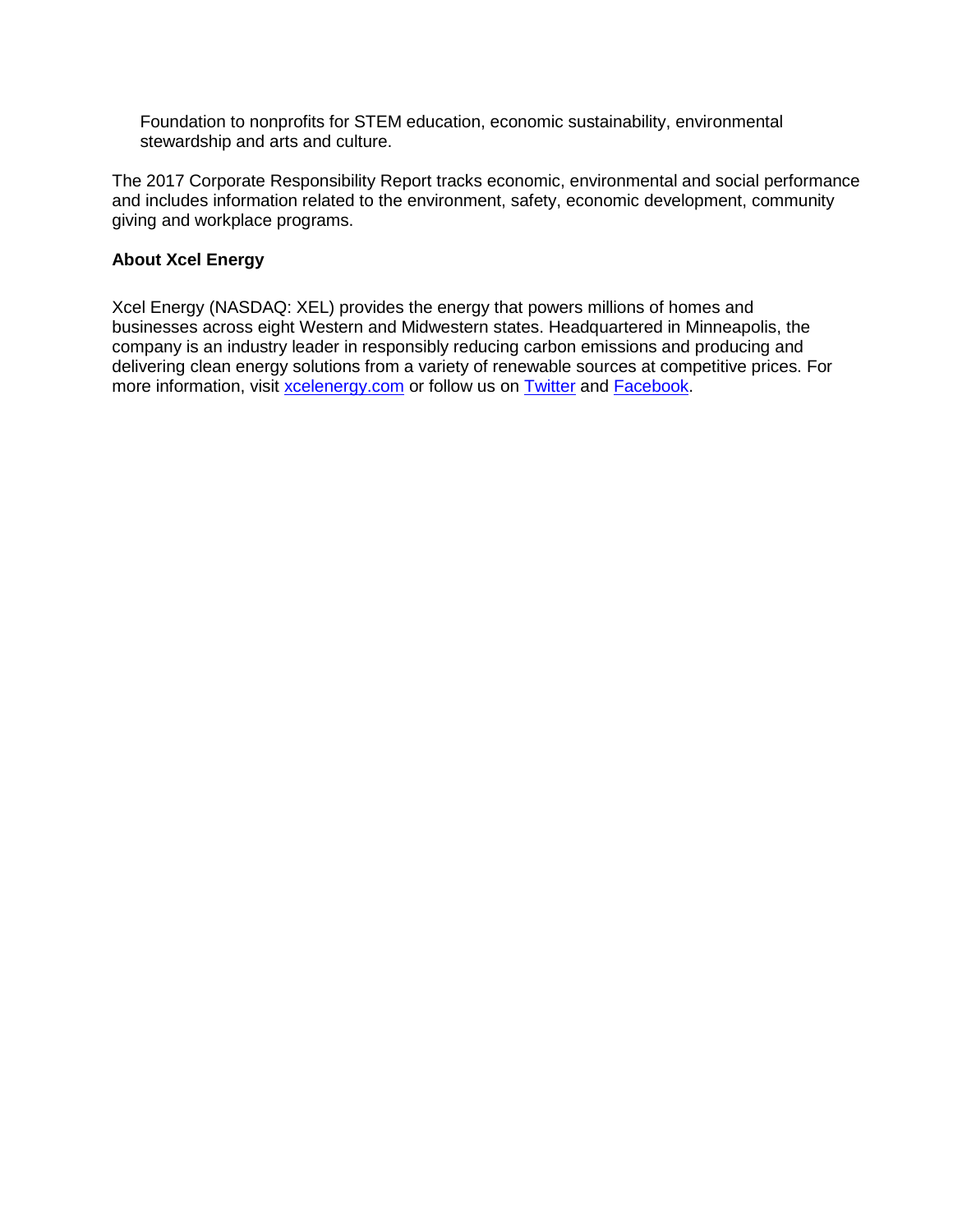Foundation to nonprofits for STEM education, economic sustainability, environmental stewardship and arts and culture.

The 2017 Corporate Responsibility Report tracks economic, environmental and social performance and includes information related to the environment, safety, economic development, community giving and workplace programs.

**About Xcel Energy**

Xcel Energy (NASDAQ: XEL) provides the energy that powers millions of homes and businesses across eight Western and Midwestern states. Headquartered in Minneapolis, the company is an industry leader in responsibly reducing carbon emissions and producing and delivering clean energy solutions from a variety of renewable sources at competitive prices. For more information, visit xcelenergy.com or follow us on Twitter and Facebook.